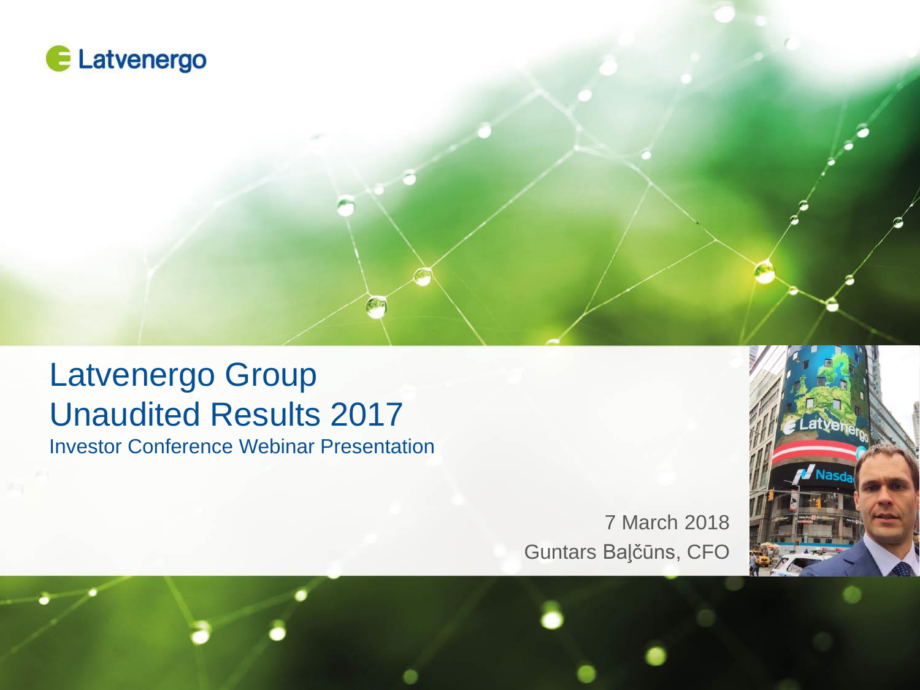Latvenergo

# Latvenergo Group
# Unaudited Results 2017

## Investor Conference Webinar Presentation

7 March 2018

Guntars Baļčūns, CFO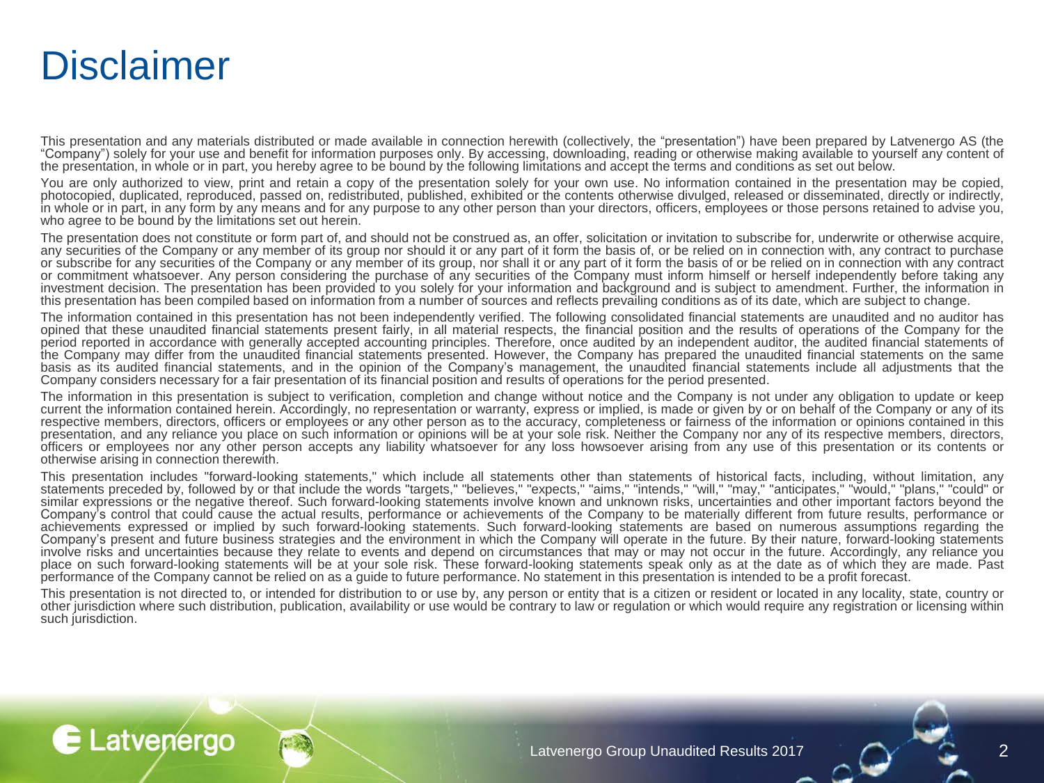# Disclaimer

This presentation and any materials distributed or made available in connection herewith (collectively, the "presentation") have been prepared by Latvenergo AS (the "Company") solely for your use and benefit for information purposes only. By accessing, downloading, reading or otherwise making available to yourself any content of the presentation, in whole or in part, you hereby agree to be bound by the following limitations and accept the terms and conditions as set out below.

You are only authorized to view, print and retain a copy of the presentation solely for your own use. No information contained in the presentation may be copied, photocopied, duplicated, reproduced, passed on, redistributed, published, exhibited or the contents otherwise divulged, released or disseminated, directly or indirectly, in whole or in part, in any form by any means and for any purpose to any other person than your directors, officers, employees or those persons retained to advise you, who agree to be bound by the limitations set out herein.

The presentation does not constitute or form part of, and should not be construed as, an offer, solicitation or invitation to subscribe for, underwrite or otherwise acquire, any securities of the Company or any member of its group nor should it or any part of it form the basis of, or be relied on in connection with, any contract to purchase or subscribe for any securities of the Company or any member of its group, nor shall it or any part of it form the basis of or be relied on in connection with any contract or commitment whatsoever. Any person considering the purchase of any securities of the Company must inform himself or herself independently before taking any investment decision. The presentation has been provided to you solely for your information and background and is subject to amendment. Further, the information in this presentation has been compiled based on information from a number of sources and reflects prevailing conditions as of its date, which are subject to change.

The information contained in this presentation has not been independently verified. The following consolidated financial statements are unaudited and no auditor has opined that these unaudited financial statements present fairly, in all material respects, the financial position and the results of operations of the Company for the period reported in accordance with generally accepted accounting principles. Therefore, once audited by an independent auditor, the audited financial statements of the Company may differ from the unaudited financial statements presented. However, the Company has prepared the unaudited financial statements on the same basis as its audited financial statements, and in the opinion of the Company's management, the unaudited financial statements include all adjustments that the Company considers necessary for a fair presentation of its financial position and results of operations for the period presented.

The information in this presentation is subject to verification, completion and change without notice and the Company is not under any obligation to update or keep current the information contained herein. Accordingly, no representation or warranty, express or implied, is made or given by or on behalf of the Company or any of its respective members, directors, officers or employees or any other person as to the accuracy, completeness or fairness of the information or opinions contained in this presentation, and any reliance you place on such information or opinions will be at your sole risk. Neither the Company nor any of its respective members, directors, officers or employees nor any other person accepts any liability whatsoever for any loss howsoever arising from any use of this presentation or its contents or otherwise arising in connection therewith.

This presentation includes "forward-looking statements," which include all statements other than statements of historical facts, including, without limitation, any statements preceded by, followed by or that include the words "targets," "believes," "expects," "aims," "intends," "will," "may," "anticipates," "would," "plans," "could" or similar expressions or the negative thereof. Such forward-looking statements involve known and unknown risks, uncertainties and other important factors beyond the Company's control that could cause the actual results, performance or achievements of the Company to be materially different from future results, performance or achievements expressed or implied by such forward-looking statements. Such forward-looking statements are based on numerous assumptions regarding the Company's present and future business strategies and the environment in which the Company will operate in the future. By their nature, forward-looking statements involve risks and uncertainties because they relate to events and depend on circumstances that may or may not occur in the future. Accordingly, any reliance you place on such forward-looking statements will be at your sole risk. These forward-looking statements speak only as at the date as of which they are made. Past performance of the Company cannot be relied on as a guide to future performance. No statement in this presentation is intended to be a profit forecast.

This presentation is not directed to, or intended for distribution to or use by, any person or entity that is a citizen or resident or located in any locality, state, country or other jurisdiction where such distribution, publication, availability or use would be contrary to law or regulation or which would require any registration or licensing within such jurisdiction.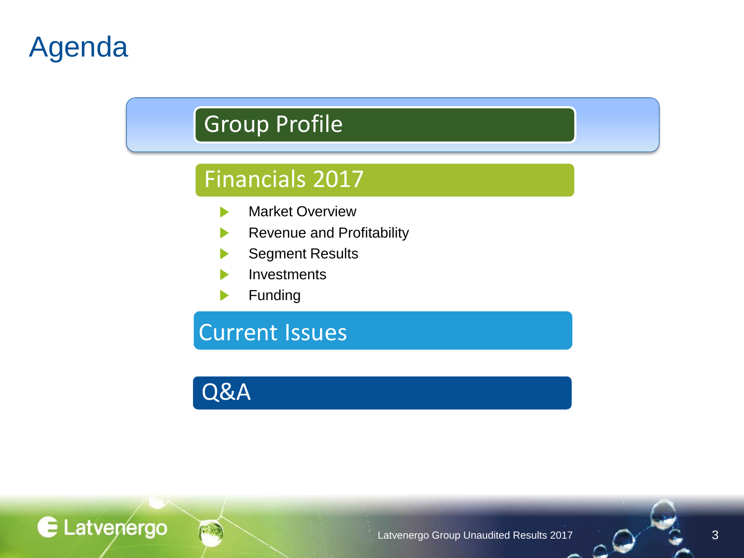# Agenda

## Group Profile

## Financials 2017

- Market Overview
- Revenue and Profitability
- Segment Results
- Investments
- Funding

## Current Issues

## Q&A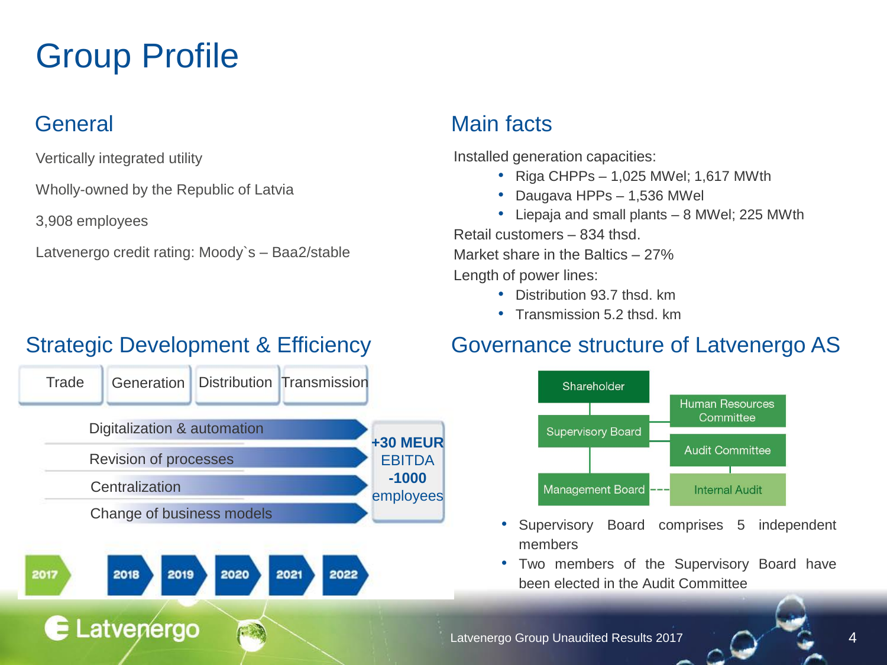# Group Profile

## General

Vertically integrated utility

Wholly-owned by the Republic of Latvia

3,908 employees

Latvenergo credit rating: Moody`s – Baa2/stable

## Main facts

Installed generation capacities:

- Riga CHPPs – 1,025 MWel; 1,617 MWth
- Daugava HPPs – 1,536 MWel
- Liepaja and small plants – 8 MWel; 225 MWth

Retail customers – 834 thsd.

Market share in the Baltics – 27%

Length of power lines:

- Distribution 93.7 thsd. km
- Transmission 5.2 thsd. km

## Strategic Development & Efficiency

Trade | Generation | Distribution | Transmission

- Digitalization & automation
- Revision of processes
- Centralization
- Change of business models

**+30 MEUR** EBITDA
**-1000** employees

2017 → 2018 → 2019 → 2020 → 2021 → 2022

## Governance structure of Latvenergo AS

- Shareholder
  - Supervisory Board
    - Human Resources Committee
    - Audit Committee
      - Internal Audit
    - Management Board

- Supervisory Board comprises 5 independent members
- Two members of the Supervisory Board have been elected in the Audit Committee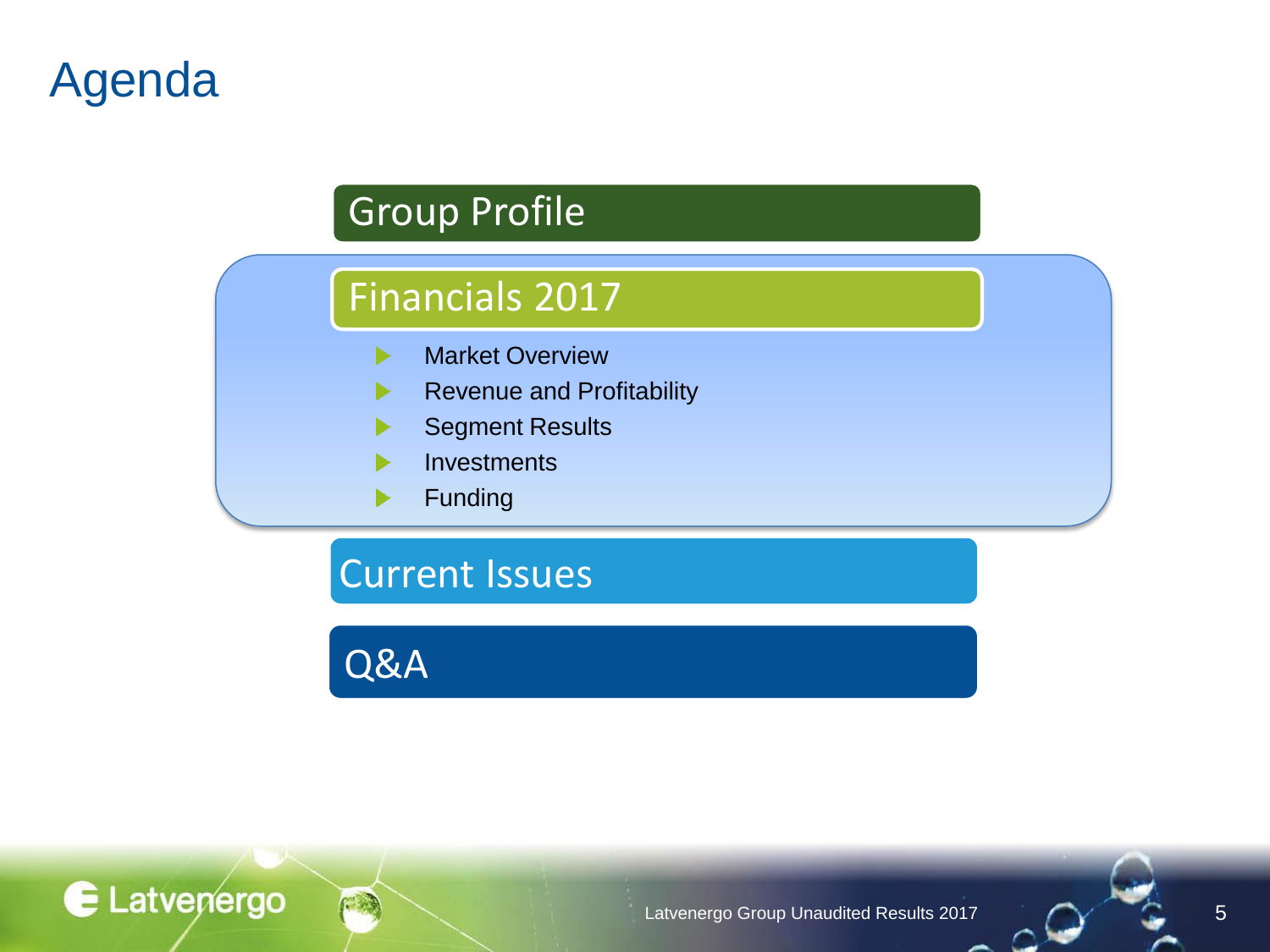# Agenda

## Group Profile

## Financials 2017

- Market Overview
- Revenue and Profitability
- Segment Results
- Investments
- Funding

## Current Issues

## Q&A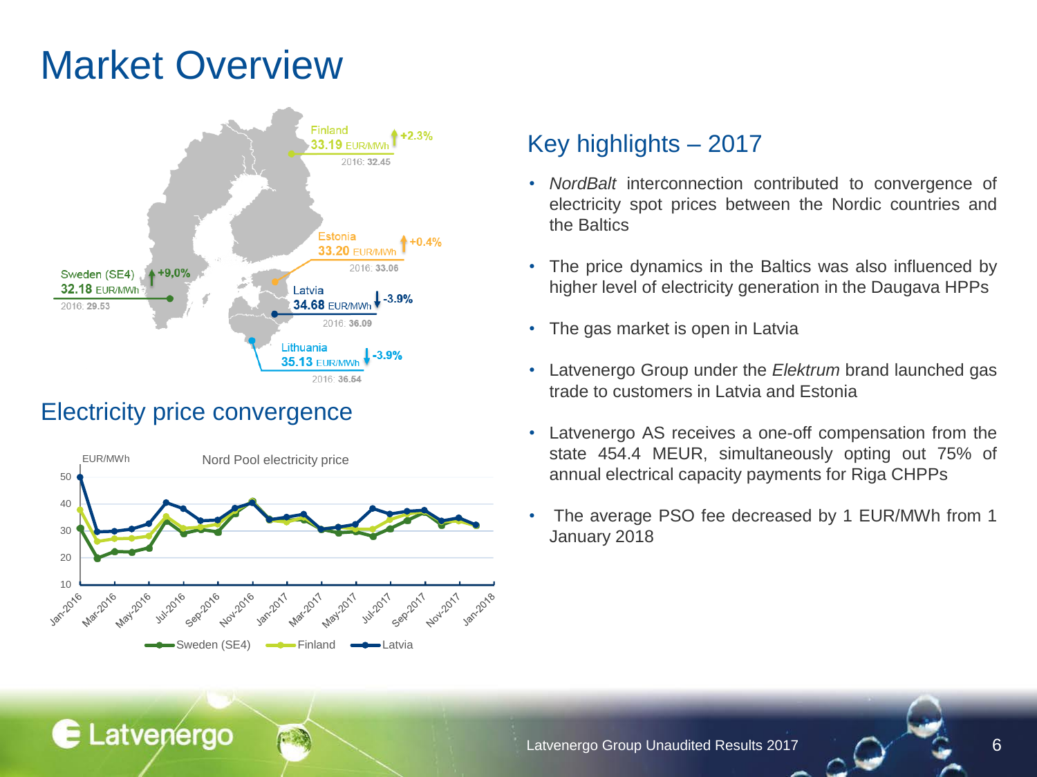# Market Overview

Finland
33.19 EUR/MWh +2.3%
2016: 32.45

Estonia
33.20 EUR/MWh +0.4%
2016: 33.06

Sweden (SE4)
32.18 EUR/MWh +9,0%
2016: 29.53

Latvia
34.68 EUR/MWh -3.9%
2016: 36.09

Lithuania
35.13 EUR/MWh -3.9%
2016: 36.54

## Electricity price convergence

Nord Pool electricity price (EUR/MWh)

Sweden (SE4) — Finland — Latvia

## Key highlights – 2017

- *NordBalt* interconnection contributed to convergence of electricity spot prices between the Nordic countries and the Baltics
- The price dynamics in the Baltics was also influenced by higher level of electricity generation in the Daugava HPPs
- The gas market is open in Latvia
- Latvenergo Group under the *Elektrum* brand launched gas trade to customers in Latvia and Estonia
- Latvenergo AS receives a one-off compensation from the state 454.4 MEUR, simultaneously opting out 75% of annual electrical capacity payments for Riga CHPPs
- The average PSO fee decreased by 1 EUR/MWh from 1 January 2018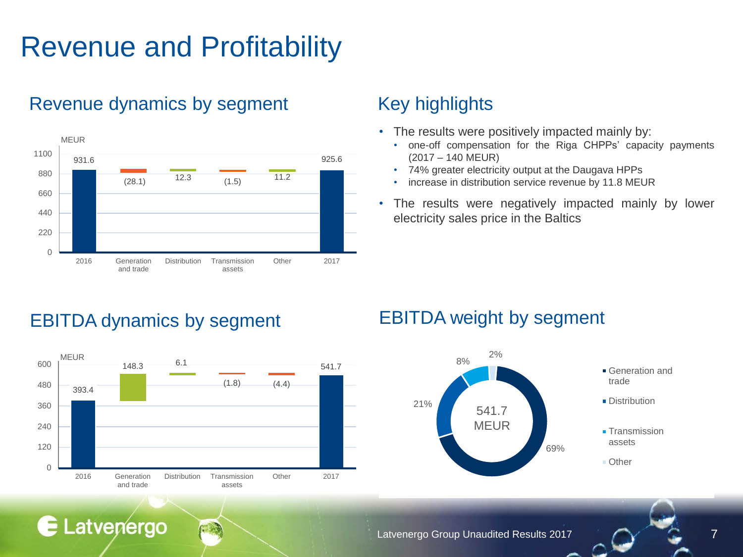# Revenue and Profitability

## Revenue dynamics by segment

MEUR

| | 2016 | Generation and trade | Distribution | Transmission assets | Other | 2017 |
|---|---|---|---|---|---|---|
| MEUR | 931.6 | (28.1) | 12.3 | (1.5) | 11.2 | 925.6 |

## Key highlights

- The results were positively impacted mainly by:
  - one-off compensation for the Riga CHPPs' capacity payments (2017 – 140 MEUR)
  - 74% greater electricity output at the Daugava HPPs
  - increase in distribution service revenue by 11.8 MEUR
- The results were negatively impacted mainly by lower electricity sales price in the Baltics

## EBITDA dynamics by segment

MEUR

| | 2016 | Generation and trade | Distribution | Transmission assets | Other | 2017 |
|---|---|---|---|---|---|---|
| MEUR | 393.4 | 148.3 | 6.1 | (1.8) | (4.4) | 541.7 |

## EBITDA weight by segment

541.7 MEUR

| Segment | Weight |
|---|---|
| Generation and trade | 69% |
| Distribution | 21% |
| Transmission assets | 8% |
| Other | 2% |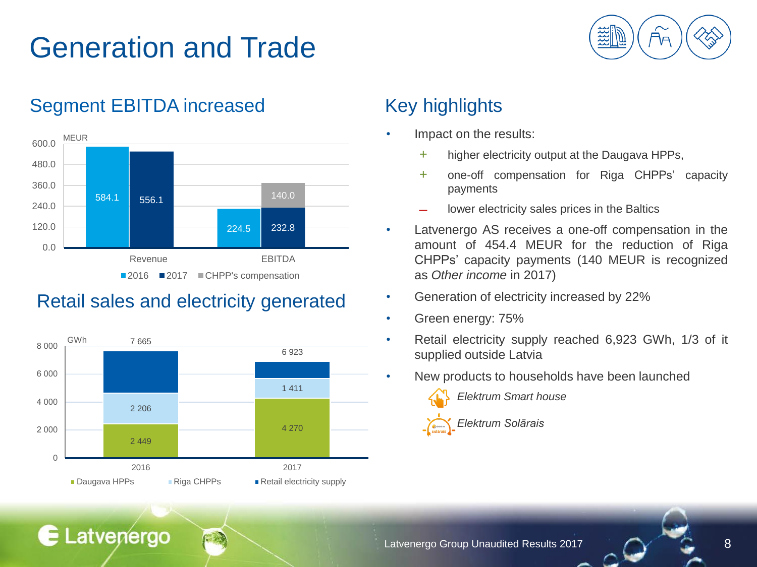# Generation and Trade

## Segment EBITDA increased

MEUR

| | 2016 | 2017 | CHPP's compensation |
|---|---|---|---|
| Revenue | 584.1 | 556.1 | |
| EBITDA | 224.5 | 232.8 | 140.0 |

## Retail sales and electricity generated

GWh

| | Daugava HPPs | Riga CHPPs | Retail electricity supply |
|---|---|---|---|
| 2016 | 2 449 | 2 206 | 7 665 |
| 2017 | 4 270 | 1 411 | 6 923 |

## Key highlights

- Impact on the results:
  - \+ higher electricity output at the Daugava HPPs,
  - \+ one-off compensation for Riga CHPPs' capacity payments
  - – lower electricity sales prices in the Baltics
- Latvenergo AS receives a one-off compensation in the amount of 454.4 MEUR for the reduction of Riga CHPPs' capacity payments (140 MEUR is recognized as *Other income* in 2017)
- Generation of electricity increased by 22%
- Green energy: 75%
- Retail electricity supply reached 6,923 GWh, 1/3 of it supplied outside Latvia
- New products to households have been launched
  - *Elektrum Smart house*
  - *Elektrum Solārais*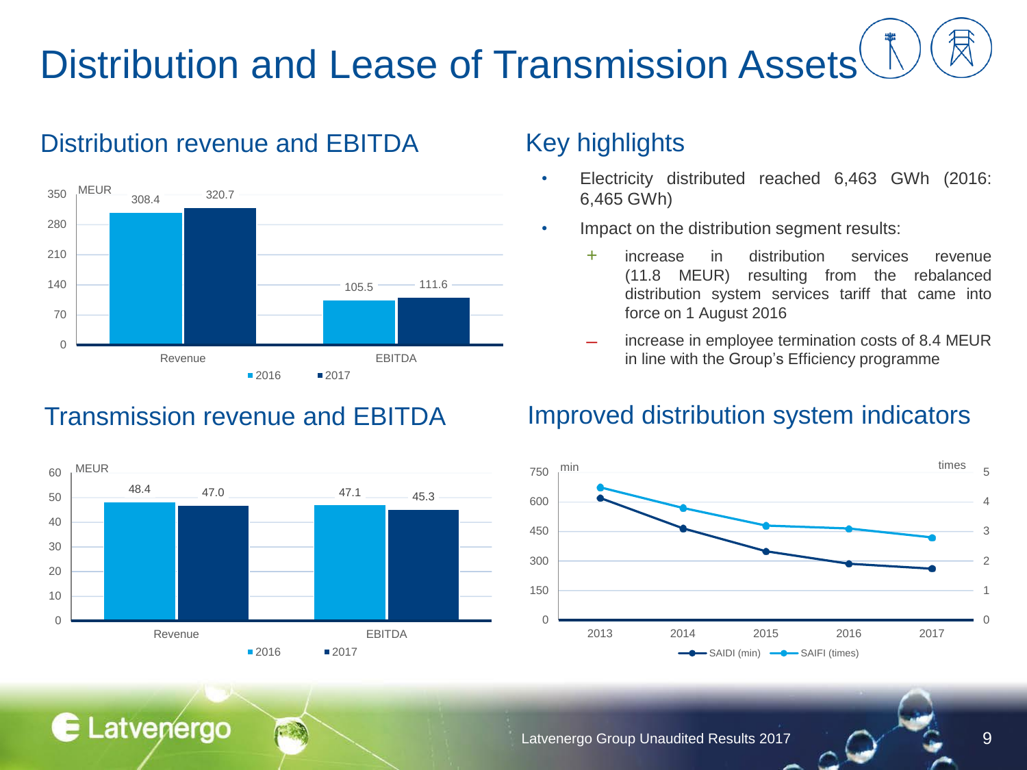# Distribution and Lease of Transmission Assets

## Distribution revenue and EBITDA

MEUR

| | 2016 | 2017 |
|---|---|---|
| Revenue | 308.4 | 320.7 |
| EBITDA | 105.5 | 111.6 |

## Key highlights

- Electricity distributed reached 6,463 GWh (2016: 6,465 GWh)
- Impact on the distribution segment results:
  - \+ increase in distribution services revenue (11.8 MEUR) resulting from the rebalanced distribution system services tariff that came into force on 1 August 2016
  - – increase in employee termination costs of 8.4 MEUR in line with the Group's Efficiency programme

## Transmission revenue and EBITDA

MEUR

| | 2016 | 2017 |
|---|---|---|
| Revenue | 48.4 | 47.0 |
| EBITDA | 47.1 | 45.3 |

## Improved distribution system indicators

SAIDI (min), SAIFI (times), 2013–2017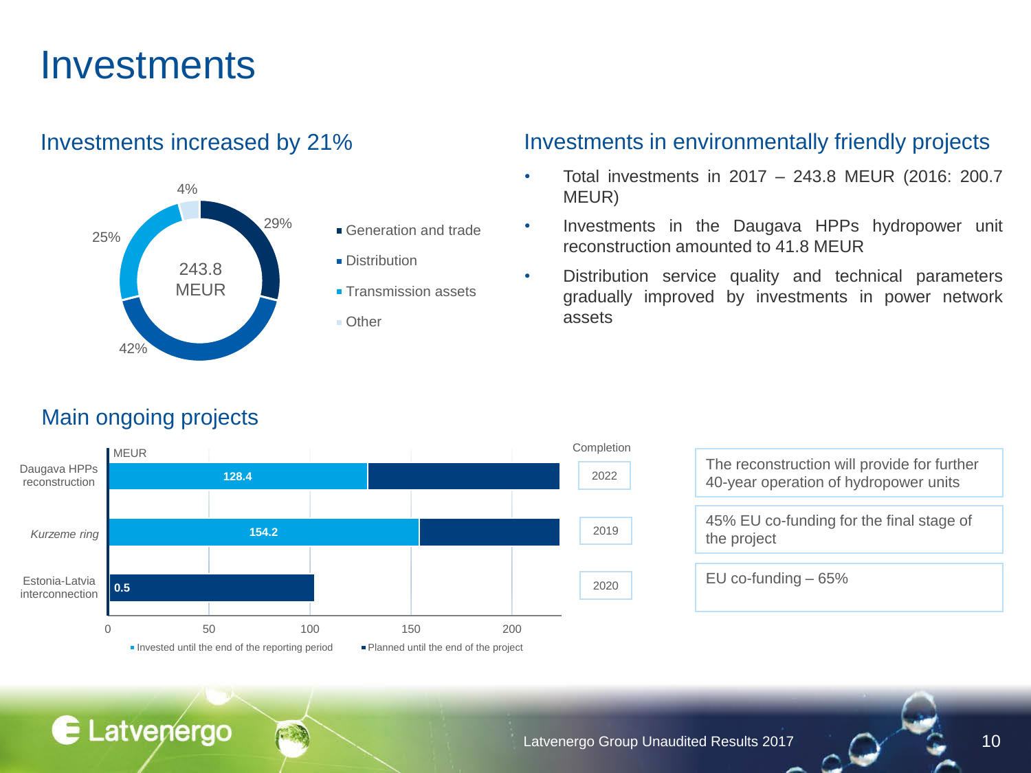# Investments

## Investments increased by 21%

Total: 243.8 MEUR

| Segment | Share |
| --- | --- |
| Generation and trade | 29% |
| Distribution | 42% |
| Transmission assets | 25% |
| Other | 4% |

## Investments in environmentally friendly projects

- Total investments in 2017 – 243.8 MEUR (2016: 200.7 MEUR)
- Investments in the Daugava HPPs hydropower unit reconstruction amounted to 41.8 MEUR
- Distribution service quality and technical parameters gradually improved by investments in power network assets

## Main ongoing projects

| Project | Invested until the end of the reporting period (MEUR) | Completion | |
| --- | --- | --- | --- |
| Daugava HPPs reconstruction | 128.4 | 2022 | The reconstruction will provide for further 40-year operation of hydropower units |
| *Kurzeme ring* | 154.2 | 2019 | 45% EU co-funding for the final stage of the project |
| Estonia-Latvia interconnection | 0.5 | 2020 | EU co-funding – 65% |

Legend: Invested until the end of the reporting period; Planned until the end of the project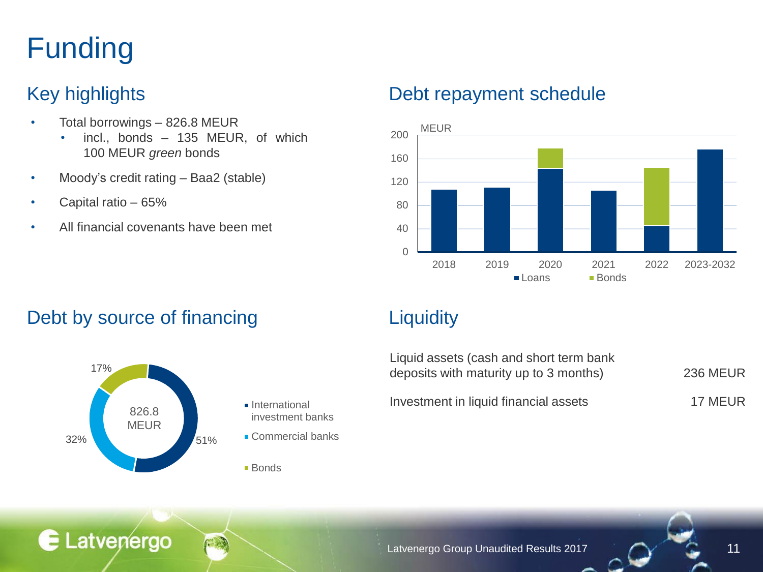# Funding

## Key highlights

- Total borrowings – 826.8 MEUR
  - incl., bonds – 135 MEUR, of which 100 MEUR *green* bonds
- Moody's credit rating – Baa2 (stable)
- Capital ratio – 65%
- All financial covenants have been met

## Debt repayment schedule

MEUR

| Year | Loans | Bonds |
|---|---|---|
| 2018 | ~107 | |
| 2019 | ~110 | |
| 2020 | ~143 | ~33 |
| 2021 | ~105 | |
| 2022 | ~44 | ~100 |
| 2023-2032 | ~175 | |

## Debt by source of financing

826.8 MEUR

- International investment banks – 51%
- Commercial banks – 32%
- Bonds – 17%

## Liquidity

| | |
|---|---|
| Liquid assets (cash and short term bank deposits with maturity up to 3 months) | 236 MEUR |
| Investment in liquid financial assets | 17 MEUR |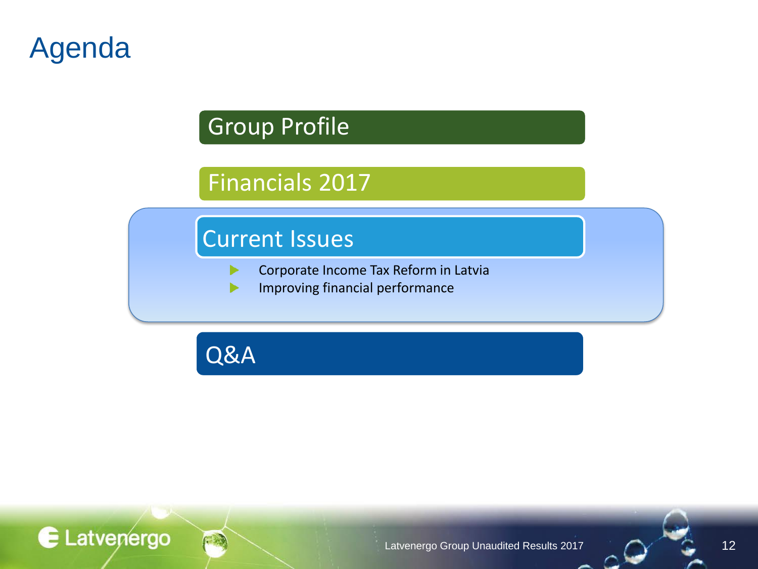# Agenda

## Group Profile

## Financials 2017

## Current Issues

- Corporate Income Tax Reform in Latvia
- Improving financial performance

## Q&A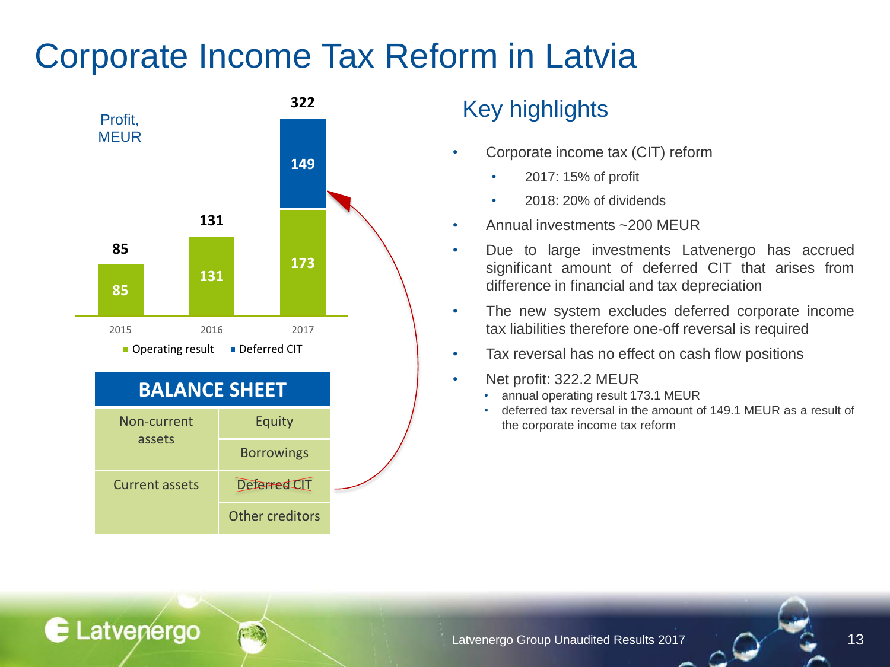# Corporate Income Tax Reform in Latvia

Profit, MEUR

| Year | Operating result | Deferred CIT | Total |
|---|---|---|---|
| 2015 | 85 | | 85 |
| 2016 | 131 | | 131 |
| 2017 | 173 | 149 | 322 |

## BALANCE SHEET

| | |
|---|---|
| Non-current assets | Equity |
| | Borrowings |
| Current assets | ~~Deferred CIT~~ |
| | Other creditors |

## Key highlights

- Corporate income tax (CIT) reform
  - 2017: 15% of profit
  - 2018: 20% of dividends
- Annual investments ~200 MEUR
- Due to large investments Latvenergo has accrued significant amount of deferred CIT that arises from difference in financial and tax depreciation
- The new system excludes deferred corporate income tax liabilities therefore one-off reversal is required
- Tax reversal has no effect on cash flow positions
- Net profit: 322.2 MEUR
  - annual operating result 173.1 MEUR
  - deferred tax reversal in the amount of 149.1 MEUR as a result of the corporate income tax reform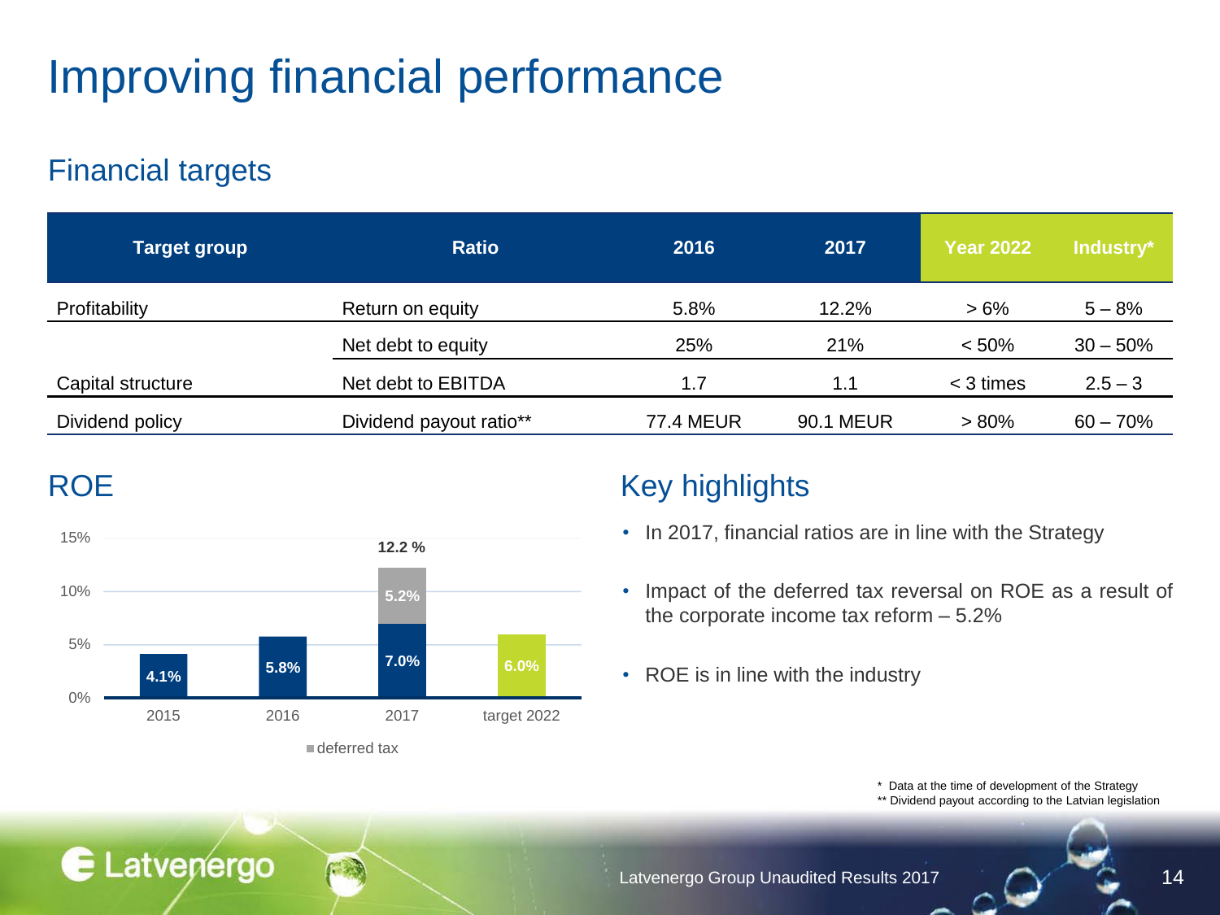# Improving financial performance

## Financial targets

| Target group | Ratio | 2016 | 2017 | Year 2022 | Industry* |
|---|---|---|---|---|---|
| Profitability | Return on equity | 5.8% | 12.2% | > 6% | 5 – 8% |
| Capital structure | Net debt to equity | 25% | 21% | < 50% | 30 – 50% |
| | Net debt to EBITDA | 1.7 | 1.1 | < 3 times | 2.5 – 3 |
| Dividend policy | Dividend payout ratio** | 77.4 MEUR | 90.1 MEUR | > 80% | 60 – 70% |

## ROE

| | 2015 | 2016 | 2017 | target 2022 |
|---|---|---|---|---|
| ROE | 4.1% | 5.8% | 7.0% | 6.0% |
| deferred tax | | | 5.2% | |
| Total | | | 12.2 % | |

## Key highlights

- In 2017, financial ratios are in line with the Strategy
- Impact of the deferred tax reversal on ROE as a result of the corporate income tax reform – 5.2%
- ROE is in line with the industry

\* Data at the time of development of the Strategy
** Dividend payout according to the Latvian legislation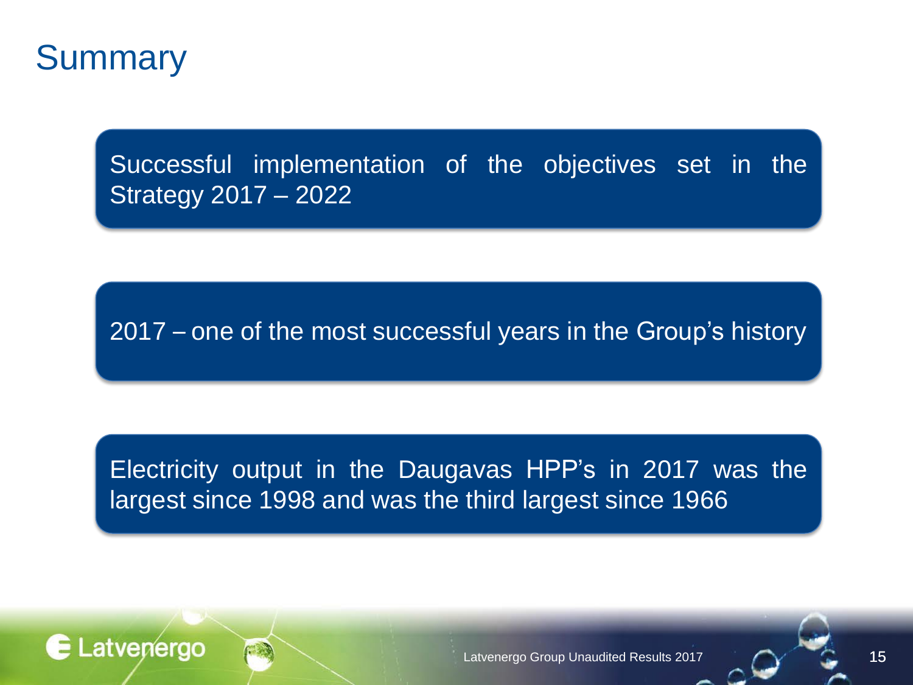# Summary

Successful implementation of the objectives set in the Strategy 2017 – 2022

2017 – one of the most successful years in the Group's history

Electricity output in the Daugavas HPP's in 2017 was the largest since 1998 and was the third largest since 1966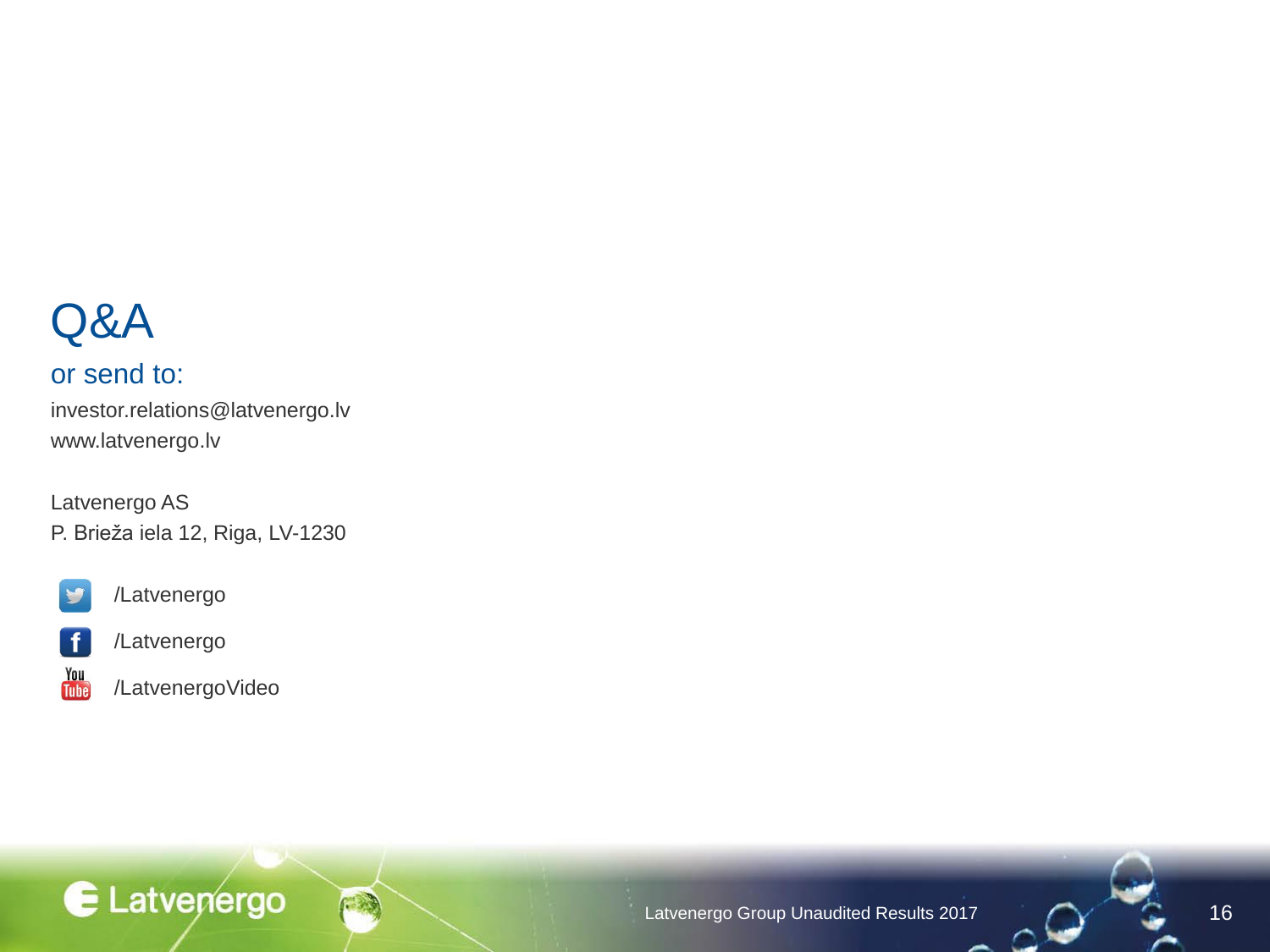# Q&A

## or send to:

investor.relations@latvenergo.lv
www.latvenergo.lv

Latvenergo AS
P. Brieža iela 12, Riga, LV-1230

/Latvenergo

/Latvenergo

/LatvenergoVideo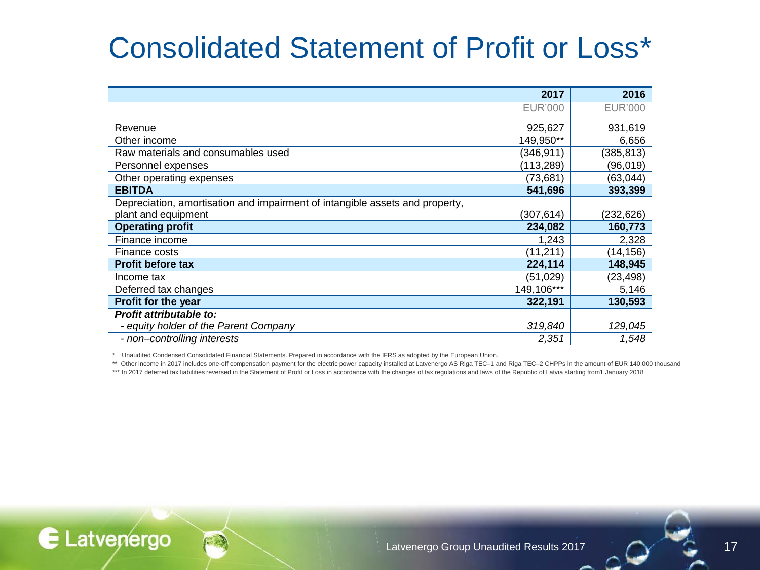# Consolidated Statement of Profit or Loss*

| | 2017 | 2016 |
|---|---|---|
| | EUR'000 | EUR'000 |
| Revenue | 925,627 | 931,619 |
| Other income | 149,950** | 6,656 |
| Raw materials and consumables used | (346,911) | (385,813) |
| Personnel expenses | (113,289) | (96,019) |
| Other operating expenses | (73,681) | (63,044) |
| **EBITDA** | **541,696** | **393,399** |
| Depreciation, amortisation and impairment of intangible assets and property, plant and equipment | (307,614) | (232,626) |
| **Operating profit** | **234,082** | **160,773** |
| Finance income | 1,243 | 2,328 |
| Finance costs | (11,211) | (14,156) |
| **Profit before tax** | **224,114** | **148,945** |
| Income tax | (51,029) | (23,498) |
| Deferred tax changes | 149,106*** | 5,146 |
| **Profit for the year** | **322,191** | **130,593** |
| ***Profit attributable to:*** | | |
| *- equity holder of the Parent Company* | *319,840* | *129,045* |
| *- non–controlling interests* | *2,351* | *1,548* |

\* Unaudited Condensed Consolidated Financial Statements. Prepared in accordance with the IFRS as adopted by the European Union.

\** Other income in 2017 includes one-off compensation payment for the electric power capacity installed at Latvenergo AS Riga TEC–1 and Riga TEC–2 CHPPs in the amount of EUR 140,000 thousand

\*** In 2017 deferred tax liabilities reversed in the Statement of Profit or Loss in accordance with the changes of tax regulations and laws of the Republic of Latvia starting from1 January 2018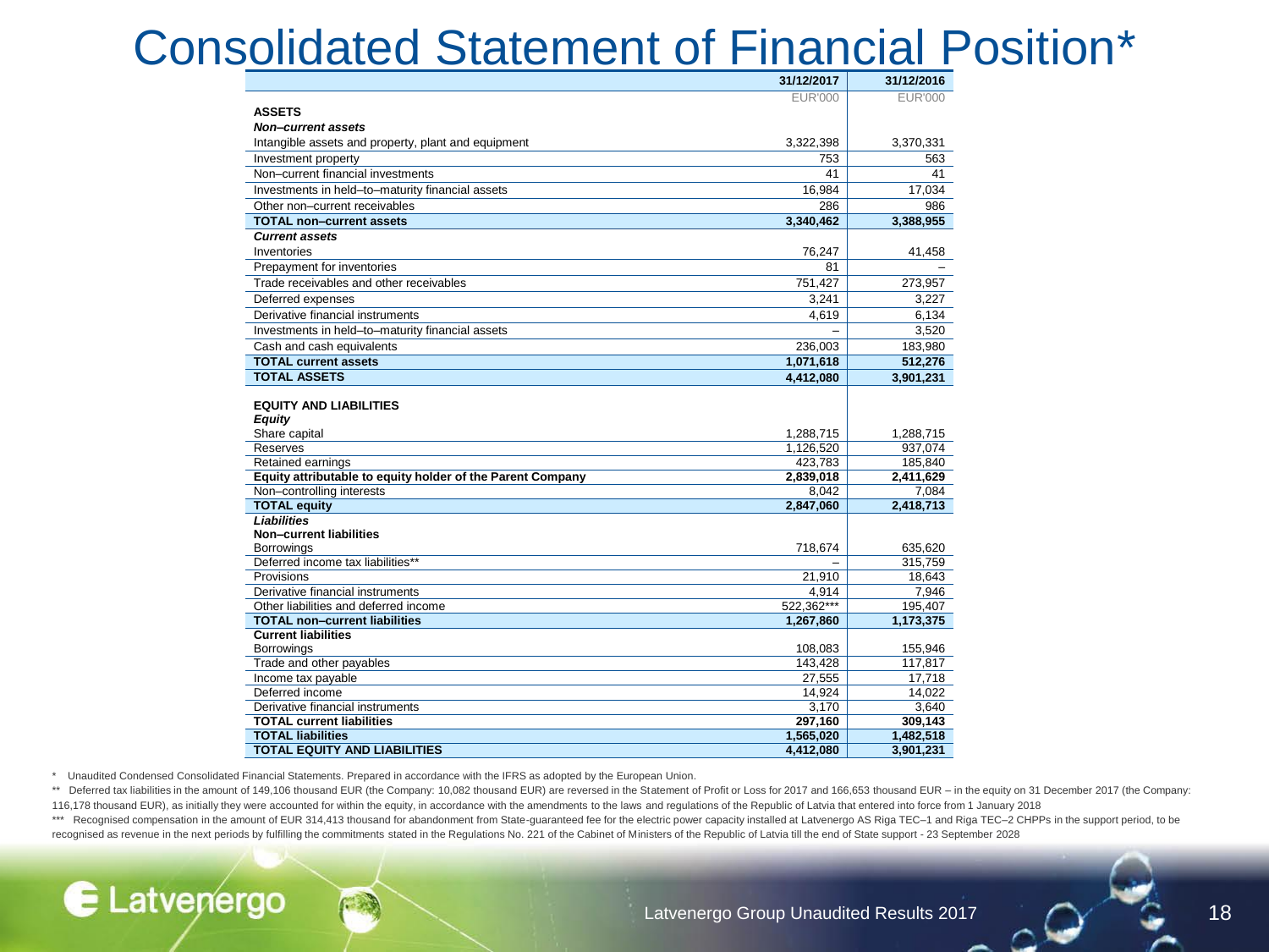# Consolidated Statement of Financial Position*

| | 31/12/2017 | 31/12/2016 |
|---|---|---|
| | EUR'000 | EUR'000 |
| **ASSETS** | | |
| ***Non–current assets*** | | |
| Intangible assets and property, plant and equipment | 3,322,398 | 3,370,331 |
| Investment property | 753 | 563 |
| Non–current financial investments | 41 | 41 |
| Investments in held–to–maturity financial assets | 16,984 | 17,034 |
| Other non–current receivables | 286 | 986 |
| **TOTAL non–current assets** | **3,340,462** | **3,388,955** |
| ***Current assets*** | | |
| Inventories | 76,247 | 41,458 |
| Prepayment for inventories | 81 | – |
| Trade receivables and other receivables | 751,427 | 273,957 |
| Deferred expenses | 3,241 | 3,227 |
| Derivative financial instruments | 4,619 | 6,134 |
| Investments in held–to–maturity financial assets | – | 3,520 |
| Cash and cash equivalents | 236,003 | 183,980 |
| **TOTAL current assets** | **1,071,618** | **512,276** |
| **TOTAL ASSETS** | **4,412,080** | **3,901,231** |
| **EQUITY AND LIABILITIES** | | |
| ***Equity*** | | |
| Share capital | 1,288,715 | 1,288,715 |
| Reserves | 1,126,520 | 937,074 |
| Retained earnings | 423,783 | 185,840 |
| **Equity attributable to equity holder of the Parent Company** | **2,839,018** | **2,411,629** |
| Non–controlling interests | 8,042 | 7,084 |
| **TOTAL equity** | **2,847,060** | **2,418,713** |
| ***Liabilities*** | | |
| **Non–current liabilities** | | |
| Borrowings | 718,674 | 635,620 |
| Deferred income tax liabilities** | – | 315,759 |
| Provisions | 21,910 | 18,643 |
| Derivative financial instruments | 4,914 | 7,946 |
| Other liabilities and deferred income | 522,362*** | 195,407 |
| **TOTAL non–current liabilities** | **1,267,860** | **1,173,375** |
| **Current liabilities** | | |
| Borrowings | 108,083 | 155,946 |
| Trade and other payables | 143,428 | 117,817 |
| Income tax payable | 27,555 | 17,718 |
| Deferred income | 14,924 | 14,022 |
| Derivative financial instruments | 3,170 | 3,640 |
| **TOTAL current liabilities** | **297,160** | **309,143** |
| **TOTAL liabilities** | **1,565,020** | **1,482,518** |
| **TOTAL EQUITY AND LIABILITIES** | **4,412,080** | **3,901,231** |

\* Unaudited Condensed Consolidated Financial Statements. Prepared in accordance with the IFRS as adopted by the European Union.

\** Deferred tax liabilities in the amount of 149,106 thousand EUR (the Company: 10,082 thousand EUR) are reversed in the Statement of Profit or Loss for 2017 and 166,653 thousand EUR – in the equity on 31 December 2017 (the Company: 116,178 thousand EUR), as initially they were accounted for within the equity, in accordance with the amendments to the laws and regulations of the Republic of Latvia that entered into force from 1 January 2018

\*** Recognised compensation in the amount of EUR 314,413 thousand for abandonment from State-guaranteed fee for the electric power capacity installed at Latvenergo AS Riga TEC–1 and Riga TEC–2 CHPPs in the support period, to be recognised as revenue in the next periods by fulfilling the commitments stated in the Regulations No. 221 of the Cabinet of Ministers of the Republic of Latvia till the end of State support - 23 September 2028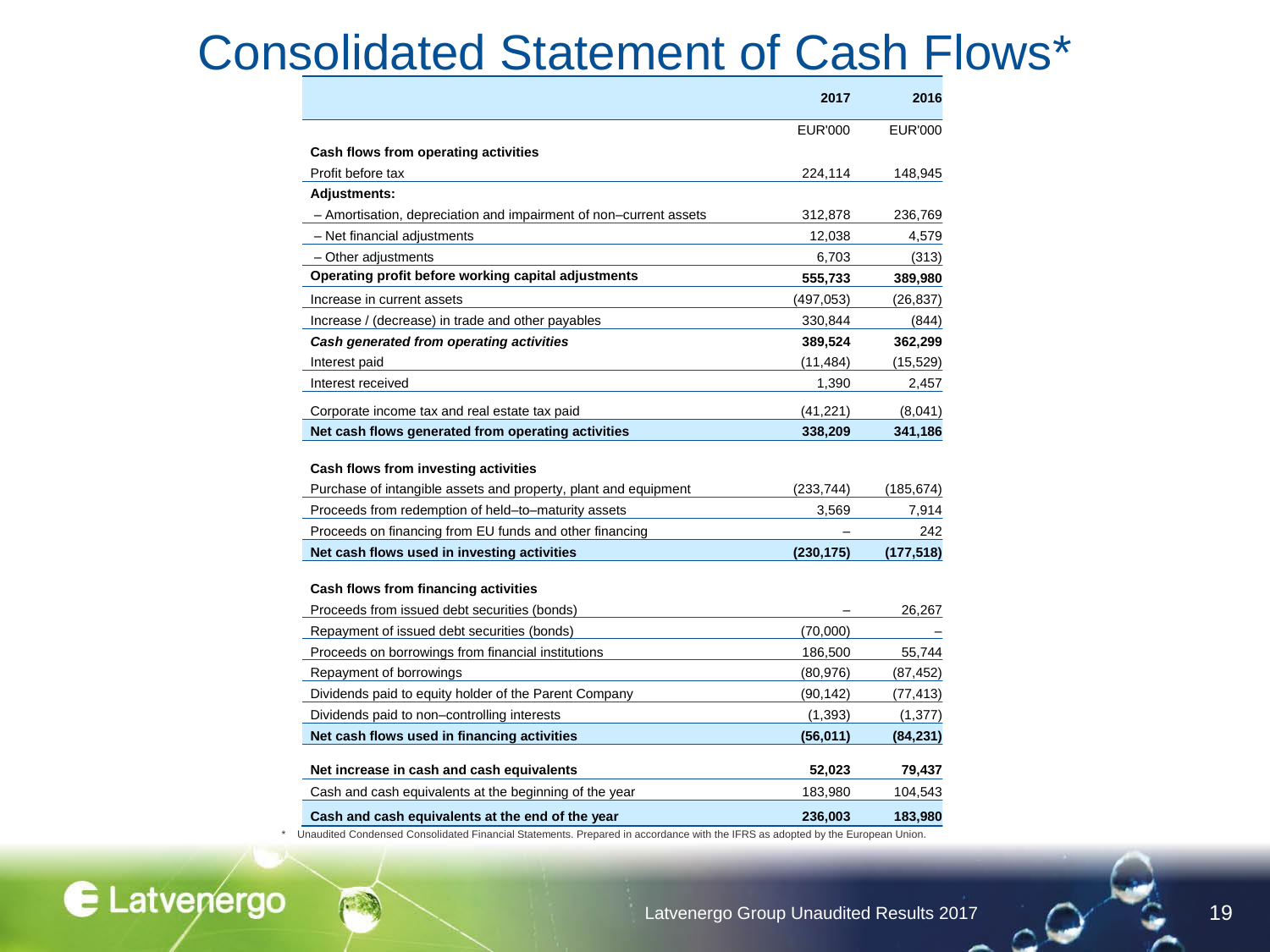# Consolidated Statement of Cash Flows*

| | 2017 | 2016 |
|---|---|---|
| | EUR'000 | EUR'000 |
| **Cash flows from operating activities** | | |
| Profit before tax | 224,114 | 148,945 |
| **Adjustments:** | | |
| – Amortisation, depreciation and impairment of non–current assets | 312,878 | 236,769 |
| – Net financial adjustments | 12,038 | 4,579 |
| – Other adjustments | 6,703 | (313) |
| **Operating profit before working capital adjustments** | **555,733** | **389,980** |
| Increase in current assets | (497,053) | (26,837) |
| Increase / (decrease) in trade and other payables | 330,844 | (844) |
| ***Cash generated from operating activities*** | **389,524** | **362,299** |
| Interest paid | (11,484) | (15,529) |
| Interest received | 1,390 | 2,457 |
| Corporate income tax and real estate tax paid | (41,221) | (8,041) |
| **Net cash flows generated from operating activities** | **338,209** | **341,186** |
| **Cash flows from investing activities** | | |
| Purchase of intangible assets and property, plant and equipment | (233,744) | (185,674) |
| Proceeds from redemption of held–to–maturity assets | 3,569 | 7,914 |
| Proceeds on financing from EU funds and other financing | – | 242 |
| **Net cash flows used in investing activities** | **(230,175)** | **(177,518)** |
| **Cash flows from financing activities** | | |
| Proceeds from issued debt securities (bonds) | – | 26,267 |
| Repayment of issued debt securities (bonds) | (70,000) | – |
| Proceeds on borrowings from financial institutions | 186,500 | 55,744 |
| Repayment of borrowings | (80,976) | (87,452) |
| Dividends paid to equity holder of the Parent Company | (90,142) | (77,413) |
| Dividends paid to non–controlling interests | (1,393) | (1,377) |
| **Net cash flows used in financing activities** | **(56,011)** | **(84,231)** |
| **Net increase in cash and cash equivalents** | **52,023** | **79,437** |
| Cash and cash equivalents at the beginning of the year | 183,980 | 104,543 |
| **Cash and cash equivalents at the end of the year** | **236,003** | **183,980** |

\* Unaudited Condensed Consolidated Financial Statements. Prepared in accordance with the IFRS as adopted by the European Union.